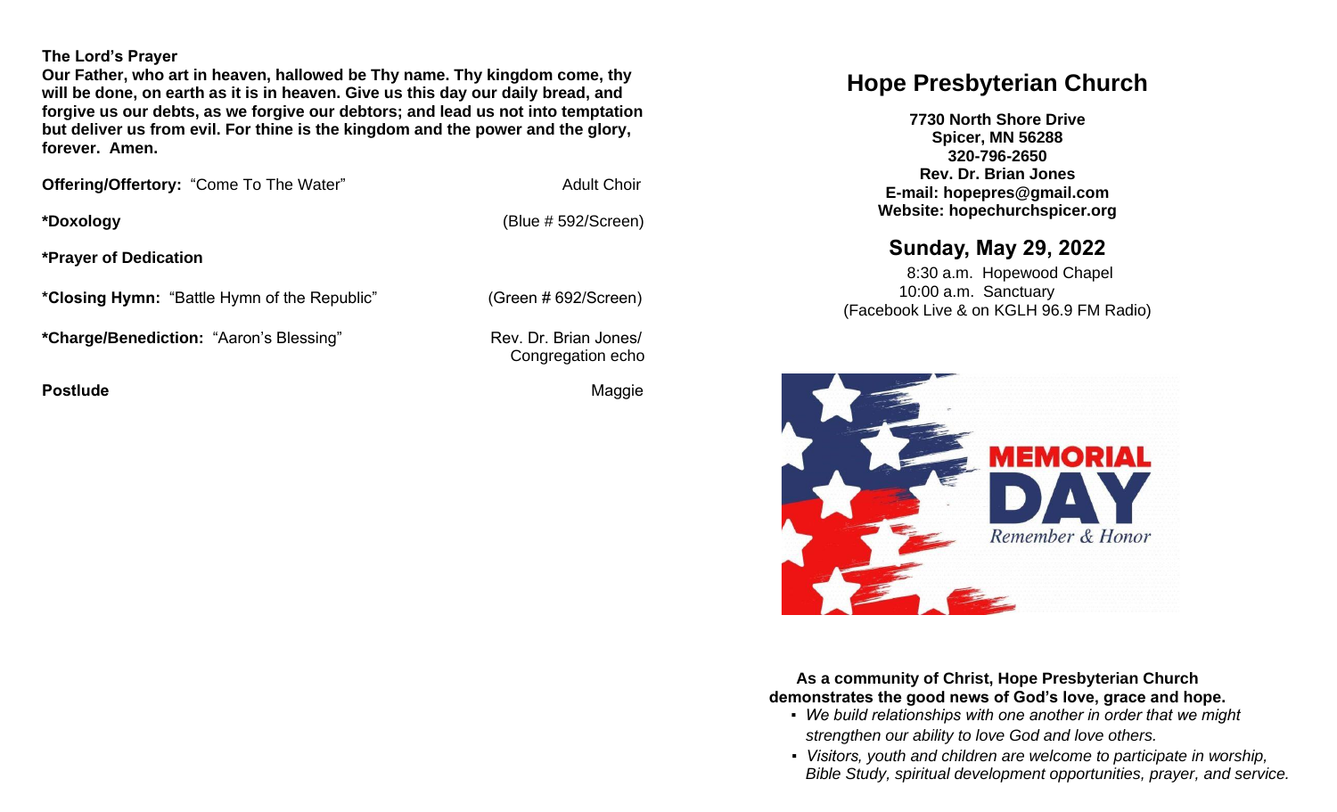**The Lord's Prayer**

**Our Father, who art in heaven, hallowed be Thy name. Thy kingdom come, thy will be done, on earth as it is in heaven. Give us this day our daily bread, and forgive us our debts, as we forgive our debtors; and lead us not into temptation but deliver us from evil. For thine is the kingdom and the power and the glory, forever. Amen.**

**Offering/Offertory:** "Come To The Water" — Adult Choir

**\*Doxology** — (Blue # 592/Screen)

**\*Prayer of Dedication**

**\*Closing Hymn:** "Battle Hymn of the Republic" — (Green # 692/Screen)

**\*Charge/Benediction:** "Aaron's Blessing" — Rev. Dr. Brian Jones/ Congregation echo

**Postlude** — Maggie

# Hope Presbyterian Church

**7730 North Shore Drive**
**Spicer, MN 56288**
**320-796-2650**
**Rev. Dr. Brian Jones**
**E-mail: hopepres@gmail.com**
**Website: hopechurchspicer.org**

## Sunday, May 29, 2022

8:30 a.m. Hopewood Chapel
10:00 a.m. Sanctuary
(Facebook Live & on KGLH 96.9 FM Radio)

MEMORIAL DAY
*Remember & Honor*

**As a community of Christ, Hope Presbyterian Church demonstrates the good news of God's love, grace and hope.**

- *We build relationships with one another in order that we might strengthen our ability to love God and love others.*
- *Visitors, youth and children are welcome to participate in worship, Bible Study, spiritual development opportunities, prayer, and service.*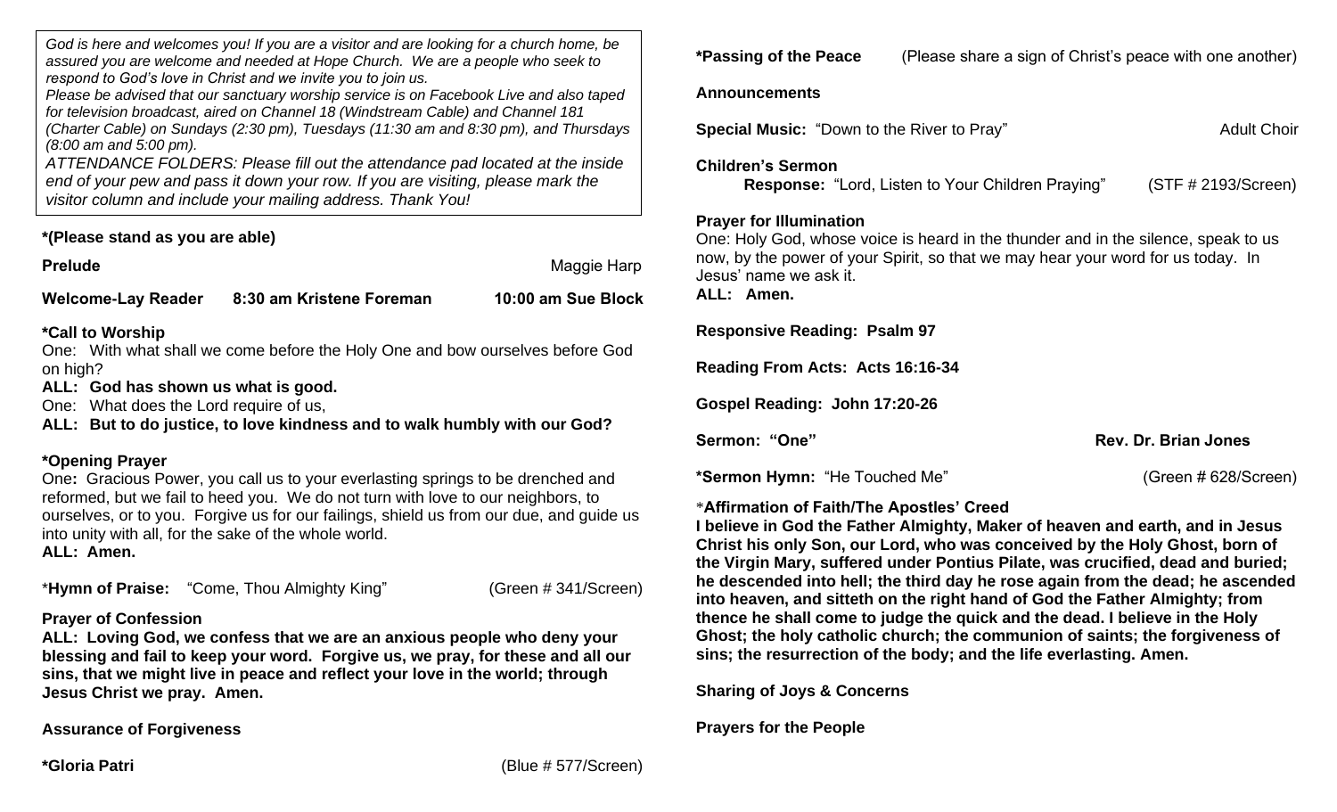*God is here and welcomes you! If you are a visitor and are looking for a church home, be assured you are welcome and needed at Hope Church. We are a people who seek to respond to God's love in Christ and we invite you to join us.*
*Please be advised that our sanctuary worship service is on Facebook Live and also taped for television broadcast, aired on Channel 18 (Windstream Cable) and Channel 181 (Charter Cable) on Sundays (2:30 pm), Tuesdays (11:30 am and 8:30 pm), and Thursdays (8:00 am and 5:00 pm).*
*ATTENDANCE FOLDERS: Please fill out the attendance pad located at the inside end of your pew and pass it down your row. If you are visiting, please mark the visitor column and include your mailing address. Thank You!*

**\*(Please stand as you are able)**

**Prelude** Maggie Harp

**Welcome-Lay Reader 8:30 am Kristene Foreman 10:00 am Sue Block**

**\*Call to Worship**
One: With what shall we come before the Holy One and bow ourselves before God on high?
**ALL: God has shown us what is good.**
One: What does the Lord require of us,
**ALL: But to do justice, to love kindness and to walk humbly with our God?**

**\*Opening Prayer**
One**:** Gracious Power, you call us to your everlasting springs to be drenched and reformed, but we fail to heed you. We do not turn with love to our neighbors, to ourselves, or to you. Forgive us for our failings, shield us from our due, and guide us into unity with all, for the sake of the whole world.
**ALL: Amen.**

\***Hymn of Praise:** "Come, Thou Almighty King" (Green # 341/Screen)

**Prayer of Confession**
**ALL: Loving God, we confess that we are an anxious people who deny your blessing and fail to keep your word. Forgive us, we pray, for these and all our sins, that we might live in peace and reflect your love in the world; through Jesus Christ we pray. Amen.**

**Assurance of Forgiveness**

**\*Gloria Patri** (Blue # 577/Screen)

**\*Passing of the Peace** (Please share a sign of Christ's peace with one another)

**Announcements**

**Special Music:** "Down to the River to Pray" Adult Choir

**Children's Sermon**
**Response:** "Lord, Listen to Your Children Praying" (STF # 2193/Screen)

**Prayer for Illumination**
One: Holy God, whose voice is heard in the thunder and in the silence, speak to us now, by the power of your Spirit, so that we may hear your word for us today. In Jesus' name we ask it.
**ALL: Amen.**

**Responsive Reading: Psalm 97**

**Reading From Acts: Acts 16:16-34**

**Gospel Reading: John 17:20-26**

**Sermon: "One" Rev. Dr. Brian Jones**

**\*Sermon Hymn:** "He Touched Me" (Green # 628/Screen)

\***Affirmation of Faith/The Apostles' Creed**
**I believe in God the Father Almighty, Maker of heaven and earth, and in Jesus Christ his only Son, our Lord, who was conceived by the Holy Ghost, born of the Virgin Mary, suffered under Pontius Pilate, was crucified, dead and buried; he descended into hell; the third day he rose again from the dead; he ascended into heaven, and sitteth on the right hand of God the Father Almighty; from thence he shall come to judge the quick and the dead. I believe in the Holy Ghost; the holy catholic church; the communion of saints; the forgiveness of sins; the resurrection of the body; and the life everlasting. Amen.**

**Sharing of Joys & Concerns**

**Prayers for the People**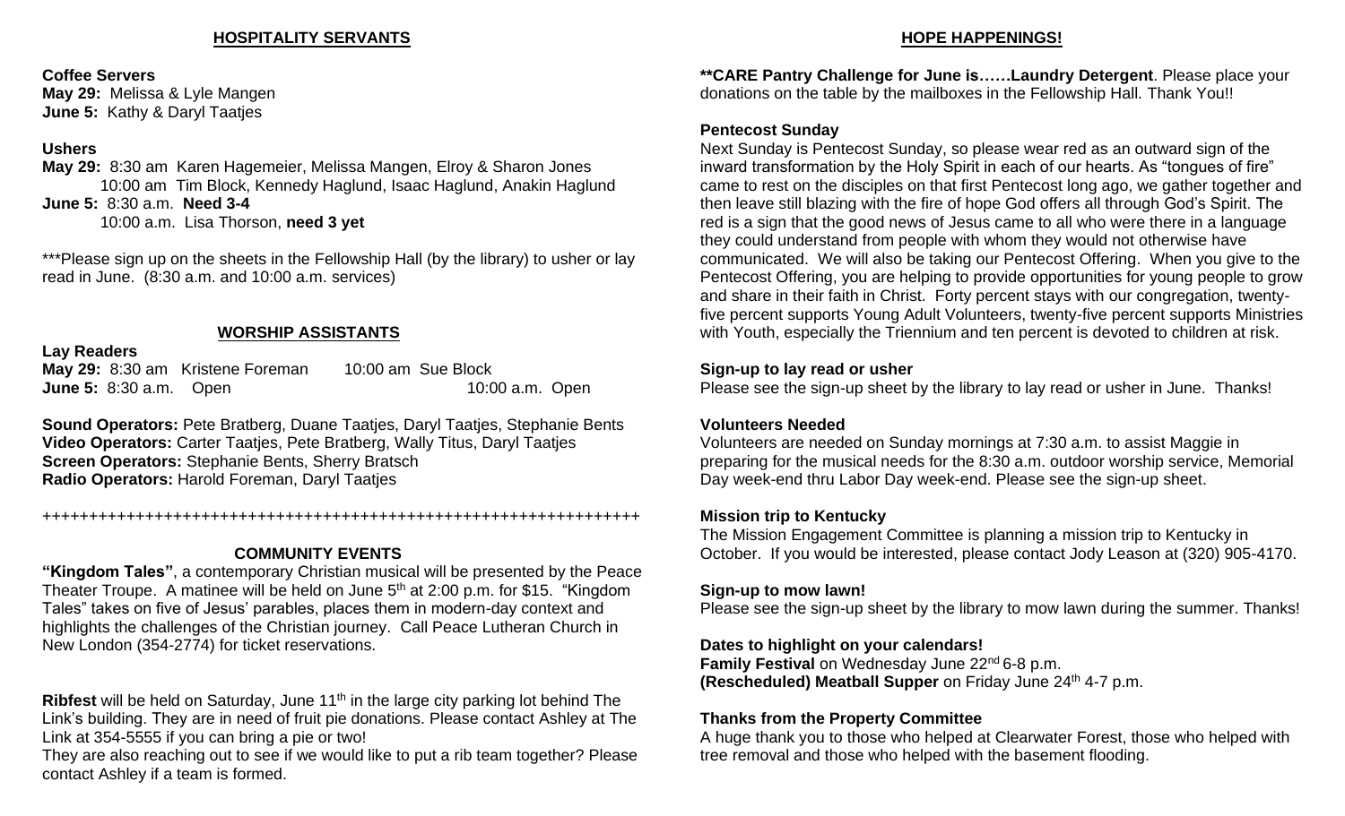## HOSPITALITY SERVANTS

**Coffee Servers**
**May 29:** Melissa & Lyle Mangen
**June 5:** Kathy & Daryl Taatjes

**Ushers**
**May 29:** 8:30 am Karen Hagemeier, Melissa Mangen, Elroy & Sharon Jones
10:00 am Tim Block, Kennedy Haglund, Isaac Haglund, Anakin Haglund
**June 5:** 8:30 a.m. **Need 3-4**
10:00 a.m. Lisa Thorson, **need 3 yet**

***Please sign up on the sheets in the Fellowship Hall (by the library) to usher or lay read in June. (8:30 a.m. and 10:00 a.m. services)

## WORSHIP ASSISTANTS

**Lay Readers**
**May 29:** 8:30 am Kristene Foreman 10:00 am Sue Block
**June 5:** 8:30 a.m. Open 10:00 a.m. Open

**Sound Operators:** Pete Bratberg, Duane Taatjes, Daryl Taatjes, Stephanie Bents
**Video Operators:** Carter Taatjes, Pete Bratberg, Wally Titus, Daryl Taatjes
**Screen Operators:** Stephanie Bents, Sherry Bratsch
**Radio Operators:** Harold Foreman, Daryl Taatjes

+++++++++++++++++++++++++++++++++++++++++++++++++++++++++++++++++++

## COMMUNITY EVENTS

**"Kingdom Tales"**, a contemporary Christian musical will be presented by the Peace Theater Troupe. A matinee will be held on June 5th at 2:00 p.m. for $15. "Kingdom Tales" takes on five of Jesus' parables, places them in modern-day context and highlights the challenges of the Christian journey. Call Peace Lutheran Church in New London (354-2774) for ticket reservations.

**Ribfest** will be held on Saturday, June 11th in the large city parking lot behind The Link's building. They are in need of fruit pie donations. Please contact Ashley at The Link at 354-5555 if you can bring a pie or two!
They are also reaching out to see if we would like to put a rib team together? Please contact Ashley if a team is formed.

## HOPE HAPPENINGS!

****CARE Pantry Challenge for June is……Laundry Detergent**. Please place your donations on the table by the mailboxes in the Fellowship Hall. Thank You!!

**Pentecost Sunday**
Next Sunday is Pentecost Sunday, so please wear red as an outward sign of the inward transformation by the Holy Spirit in each of our hearts. As "tongues of fire" came to rest on the disciples on that first Pentecost long ago, we gather together and then leave still blazing with the fire of hope God offers all through God's Spirit. The red is a sign that the good news of Jesus came to all who were there in a language they could understand from people with whom they would not otherwise have communicated. We will also be taking our Pentecost Offering. When you give to the Pentecost Offering, you are helping to provide opportunities for young people to grow and share in their faith in Christ. Forty percent stays with our congregation, twenty-five percent supports Young Adult Volunteers, twenty-five percent supports Ministries with Youth, especially the Triennium and ten percent is devoted to children at risk.

**Sign-up to lay read or usher**
Please see the sign-up sheet by the library to lay read or usher in June. Thanks!

**Volunteers Needed**
Volunteers are needed on Sunday mornings at 7:30 a.m. to assist Maggie in preparing for the musical needs for the 8:30 a.m. outdoor worship service, Memorial Day week-end thru Labor Day week-end. Please see the sign-up sheet.

**Mission trip to Kentucky**
The Mission Engagement Committee is planning a mission trip to Kentucky in October. If you would be interested, please contact Jody Leason at (320) 905-4170.

**Sign-up to mow lawn!**
Please see the sign-up sheet by the library to mow lawn during the summer. Thanks!

**Dates to highlight on your calendars!**
**Family Festival** on Wednesday June 22nd 6-8 p.m.
**(Rescheduled) Meatball Supper** on Friday June 24th 4-7 p.m.

**Thanks from the Property Committee**
A huge thank you to those who helped at Clearwater Forest, those who helped with tree removal and those who helped with the basement flooding.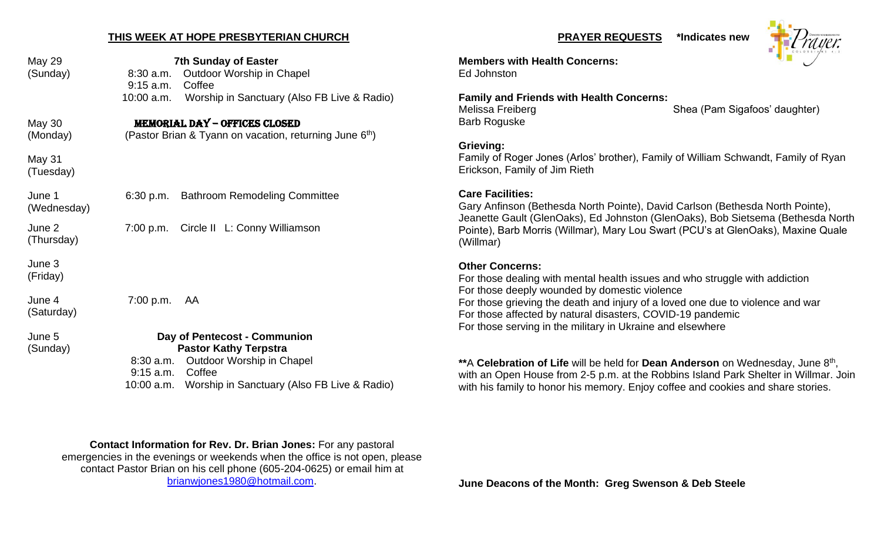## THIS WEEK AT HOPE PRESBYTERIAN CHURCH

**May 29 (Sunday)** — **7th Sunday of Easter**
- 8:30 a.m. Outdoor Worship in Chapel
- 9:15 a.m. Coffee
- 10:00 a.m. Worship in Sanctuary (Also FB Live & Radio)

**May 30 (Monday)** — **MEMORIAL DAY – OFFICES CLOSED**
(Pastor Brian & Tyann on vacation, returning June 6th)

**May 31 (Tuesday)**

**June 1 (Wednesday)**
- 6:30 p.m. Bathroom Remodeling Committee

**June 2 (Thursday)**
- 7:00 p.m. Circle II L: Conny Williamson

**June 3 (Friday)**

**June 4 (Saturday)**
- 7:00 p.m. AA

**June 5 (Sunday)** — **Day of Pentecost - Communion**
**Pastor Kathy Terpstra**
- 8:30 a.m. Outdoor Worship in Chapel
- 9:15 a.m. Coffee
- 10:00 a.m. Worship in Sanctuary (Also FB Live & Radio)

**Contact Information for Rev. Dr. Brian Jones:** For any pastoral emergencies in the evenings or weekends when the office is not open, please contact Pastor Brian on his cell phone (605-204-0625) or email him at brianwjones1980@hotmail.com.

## PRAYER REQUESTS *Indicates new

**Members with Health Concerns:**
Ed Johnston

**Family and Friends with Health Concerns:**
Melissa Freiberg
Shea (Pam Sigafoos' daughter)
Barb Roguske

**Grieving:**
Family of Roger Jones (Arlos' brother), Family of William Schwandt, Family of Ryan Erickson, Family of Jim Rieth

**Care Facilities:**
Gary Anfinson (Bethesda North Pointe), David Carlson (Bethesda North Pointe), Jeanette Gault (GlenOaks), Ed Johnston (GlenOaks), Bob Sietsema (Bethesda North Pointe), Barb Morris (Willmar), Mary Lou Swart (PCU's at GlenOaks), Maxine Quale (Willmar)

**Other Concerns:**
For those dealing with mental health issues and who struggle with addiction
For those deeply wounded by domestic violence
For those grieving the death and injury of a loved one due to violence and war
For those affected by natural disasters, COVID-19 pandemic
For those serving in the military in Ukraine and elsewhere

**A **Celebration of Life** will be held for **Dean Anderson** on Wednesday, June 8th, with an Open House from 2-5 p.m. at the Robbins Island Park Shelter in Willmar. Join with his family to honor his memory. Enjoy coffee and cookies and share stories.

**June Deacons of the Month: Greg Swenson & Deb Steele**